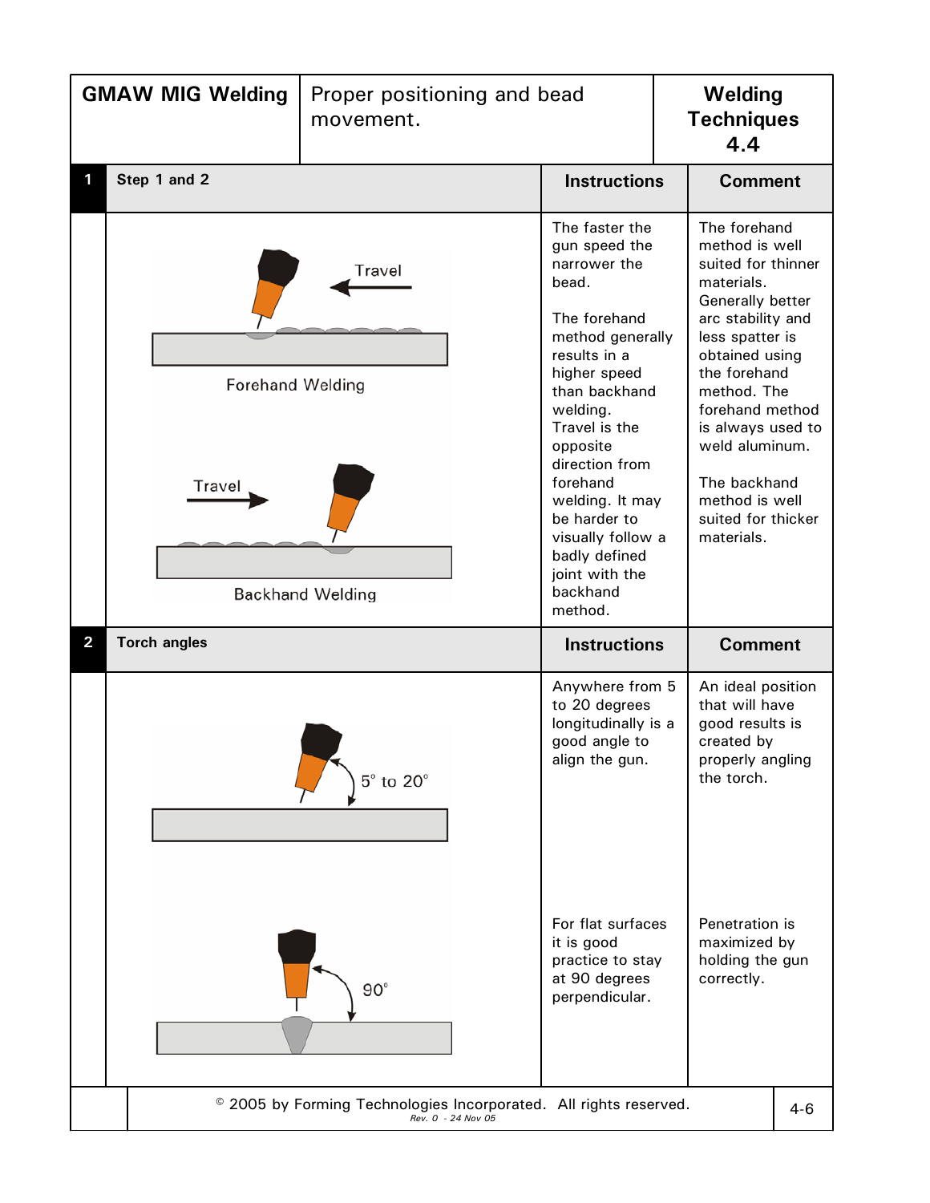# GMAW MIG Welding

**Proper positioning and bead movement.**

**Welding Techniques 4.4**

| 1 | Step 1 and 2 | Instructions | Comment |
|---|---|---|---|
| | Travel<br>Forehand Welding<br><br>Travel<br>Backhand Welding | The faster the gun speed the narrower the bead.<br><br>The forehand method generally results in a higher speed than backhand welding.<br>Travel is the opposite direction from forehand welding. It may be harder to visually follow a badly defined joint with the backhand method. | The forehand method is well suited for thinner materials. Generally better arc stability and less spatter is obtained using the forehand method. The forehand method is always used to weld aluminum.<br><br>The backhand method is well suited for thicker materials. |

| 2 | Torch angles | Instructions | Comment |
|---|---|---|---|
| | $5^\circ$ to $20^\circ$ | Anywhere from 5 to 20 degrees longitudinally is a good angle to align the gun. | An ideal position that will have good results is created by properly angling the torch. |
| | $90^\circ$ | For flat surfaces it is good practice to stay at 90 degrees perpendicular. | Penetration is maximized by holding the gun correctly. |

© 2005 by Forming Technologies Incorporated. All rights reserved.
*Rev. 0 - 24 Nov 05*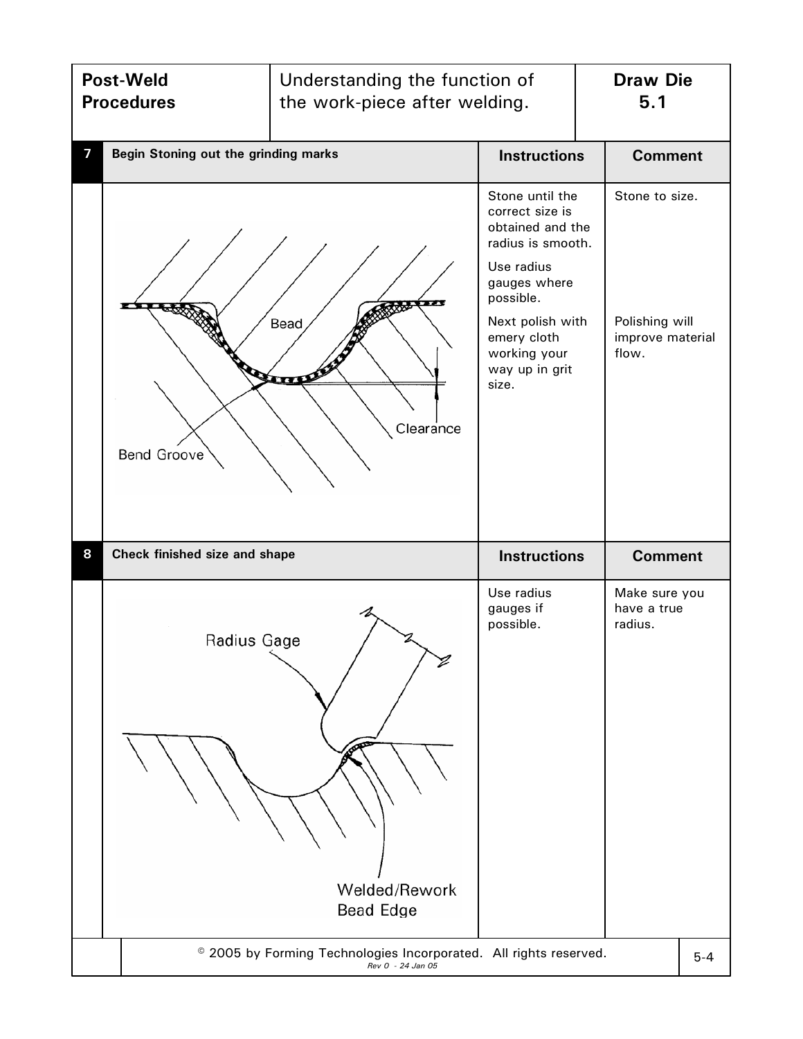| Post-Weld Procedures | Understanding the function of the work-piece after welding. | Draw Die 5.1 |
|---|---|---|

| 7 | Begin Stoning out the grinding marks | Instructions | Comment |
|---|---|---|---|
| | Bead<br>Clearance<br>Bend Groove | Stone until the correct size is obtained and the radius is smooth.<br>Use radius gauges where possible.<br>Next polish with emery cloth working your way up in grit size. | Stone to size.<br><br>Polishing will improve material flow. |
| **8** | **Check finished size and shape** | **Instructions** | **Comment** |
| | Radius Gage<br>Welded/Rework Bead Edge | Use radius gauges if possible. | Make sure you have a true radius. |

© 2005 by Forming Technologies Incorporated. All rights reserved.
*Rev 0 - 24 Jan 05*